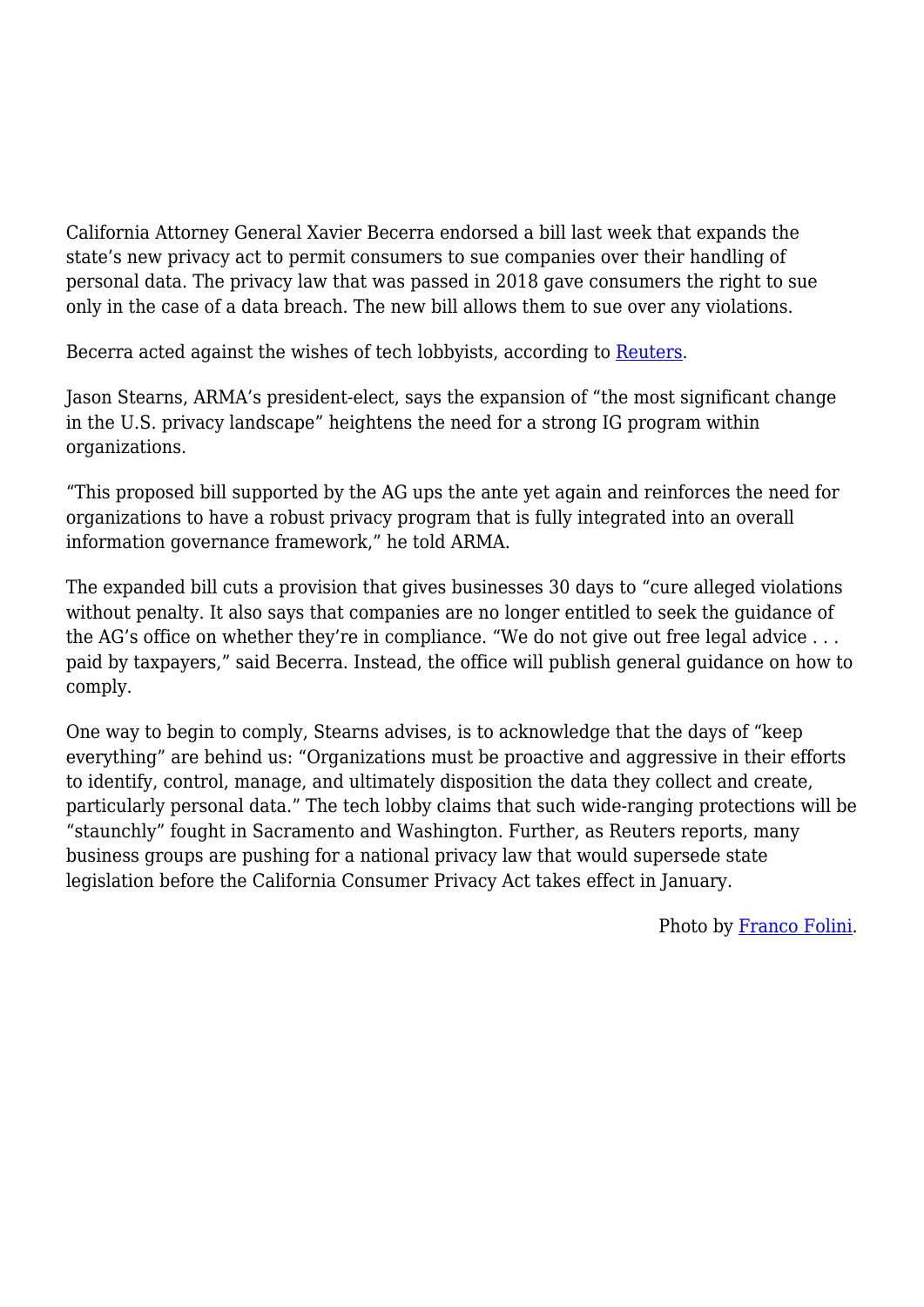California Attorney General Xavier Becerra endorsed a bill last week that expands the state's new privacy act to permit consumers to sue companies over their handling of personal data. The privacy law that was passed in 2018 gave consumers the right to sue only in the case of a data breach. The new bill allows them to sue over any violations.

Becerra acted against the wishes of tech lobbyists, according to [Reuters](Reuters).

Jason Stearns, ARMA's president-elect, says the expansion of "the most significant change in the U.S. privacy landscape" heightens the need for a strong IG program within organizations.

"This proposed bill supported by the AG ups the ante yet again and reinforces the need for organizations to have a robust privacy program that is fully integrated into an overall information governance framework," he told ARMA.

The expanded bill cuts a provision that gives businesses 30 days to "cure alleged violations without penalty. It also says that companies are no longer entitled to seek the guidance of the AG's office on whether they're in compliance. "We do not give out free legal advice . . . paid by taxpayers," said Becerra. Instead, the office will publish general guidance on how to comply.

One way to begin to comply, Stearns advises, is to acknowledge that the days of "keep everything" are behind us: "Organizations must be proactive and aggressive in their efforts to identify, control, manage, and ultimately disposition the data they collect and create, particularly personal data." The tech lobby claims that such wide-ranging protections will be "staunchly" fought in Sacramento and Washington. Further, as Reuters reports, many business groups are pushing for a national privacy law that would supersede state legislation before the California Consumer Privacy Act takes effect in January.

Photo by Franco Folini.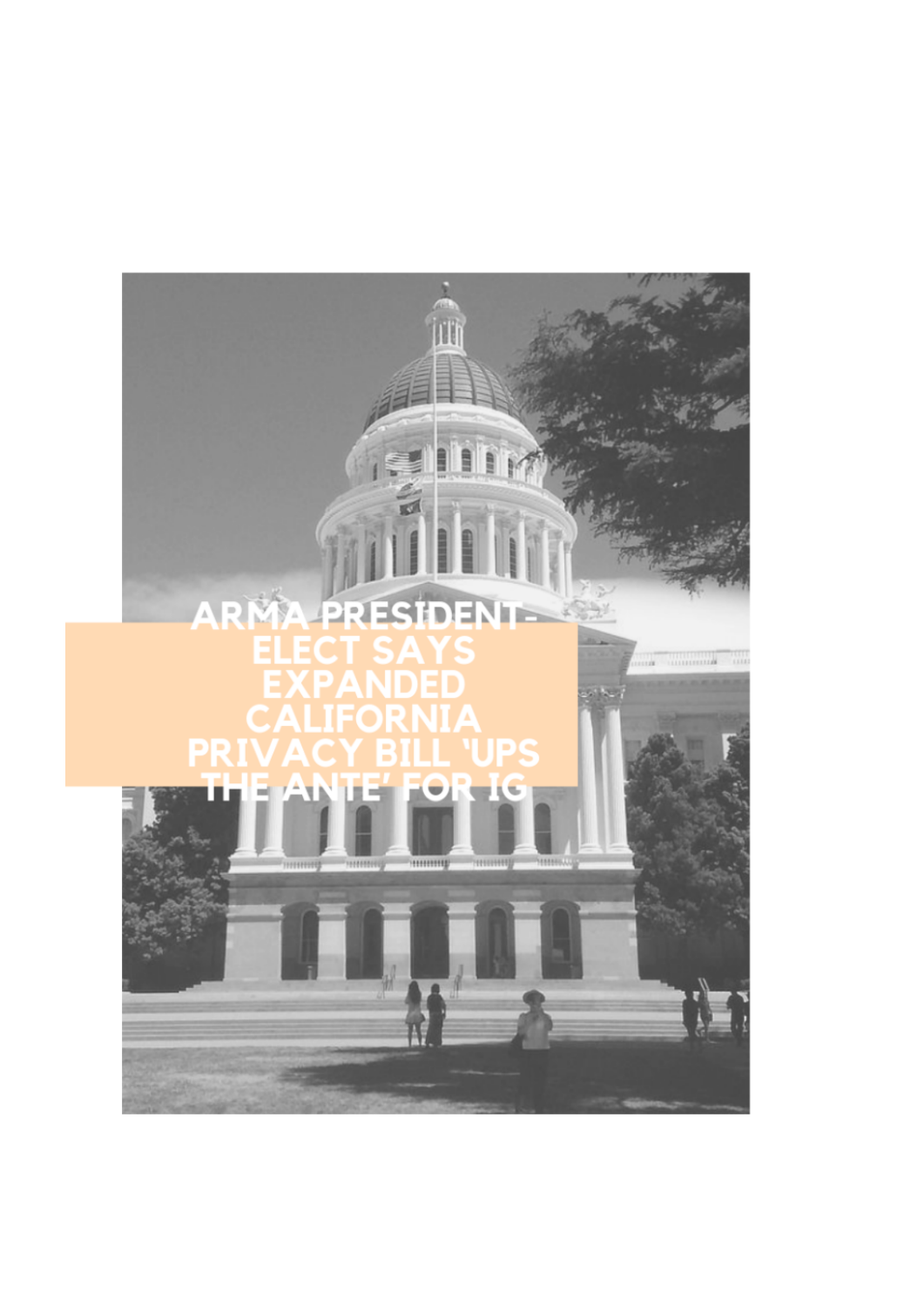# ARMA PRESIDENT-ELECT SAYS EXPANDED CALIFORNIA PRIVACY BILL 'UPS THE ANTE' FOR IG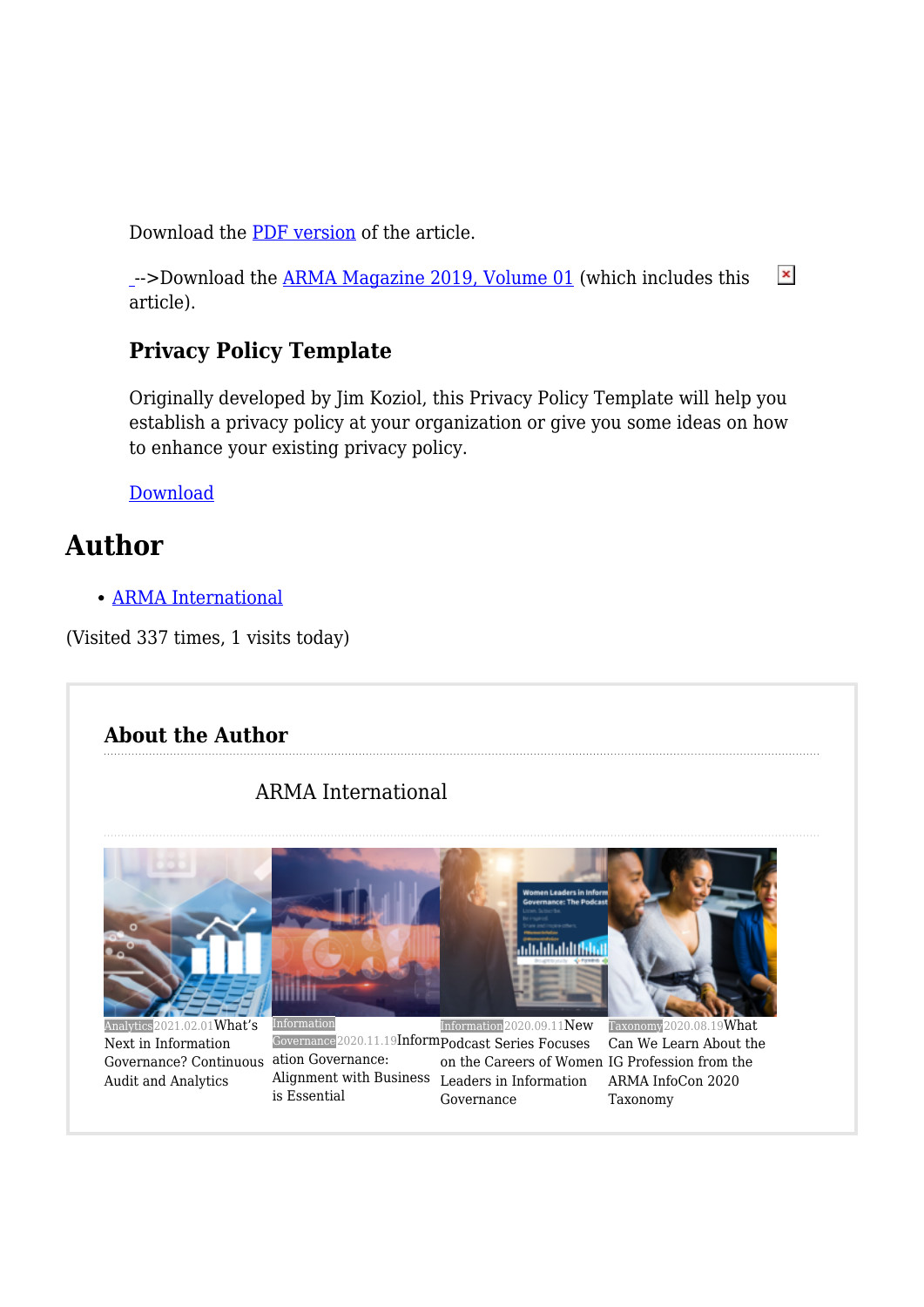Download the [PDF version](#) of the article.

-->Download the [ARMA Magazine 2019, Volume 01](#) (which includes this article).

### Privacy Policy Template

Originally developed by Jim Koziol, this Privacy Policy Template will help you establish a privacy policy at your organization or give you some ideas on how to enhance your existing privacy policy.

[Download](#)

## Author

- [ARMA International](#)

(Visited 337 times, 1 visits today)

### About the Author

ARMA International

Analytics 2021.02.01 What's Next in Information Governance? Continuous Audit and Analytics

Information Governance 2020.11.19 Information Governance: Alignment with Business is Essential

Information 2020.09.11 New Podcast Series Focuses on the Careers of Women Leaders in Information Governance

Taxonomy 2020.08.19 What Can We Learn About the IG Profession from the ARMA InfoCon 2020 Taxonomy